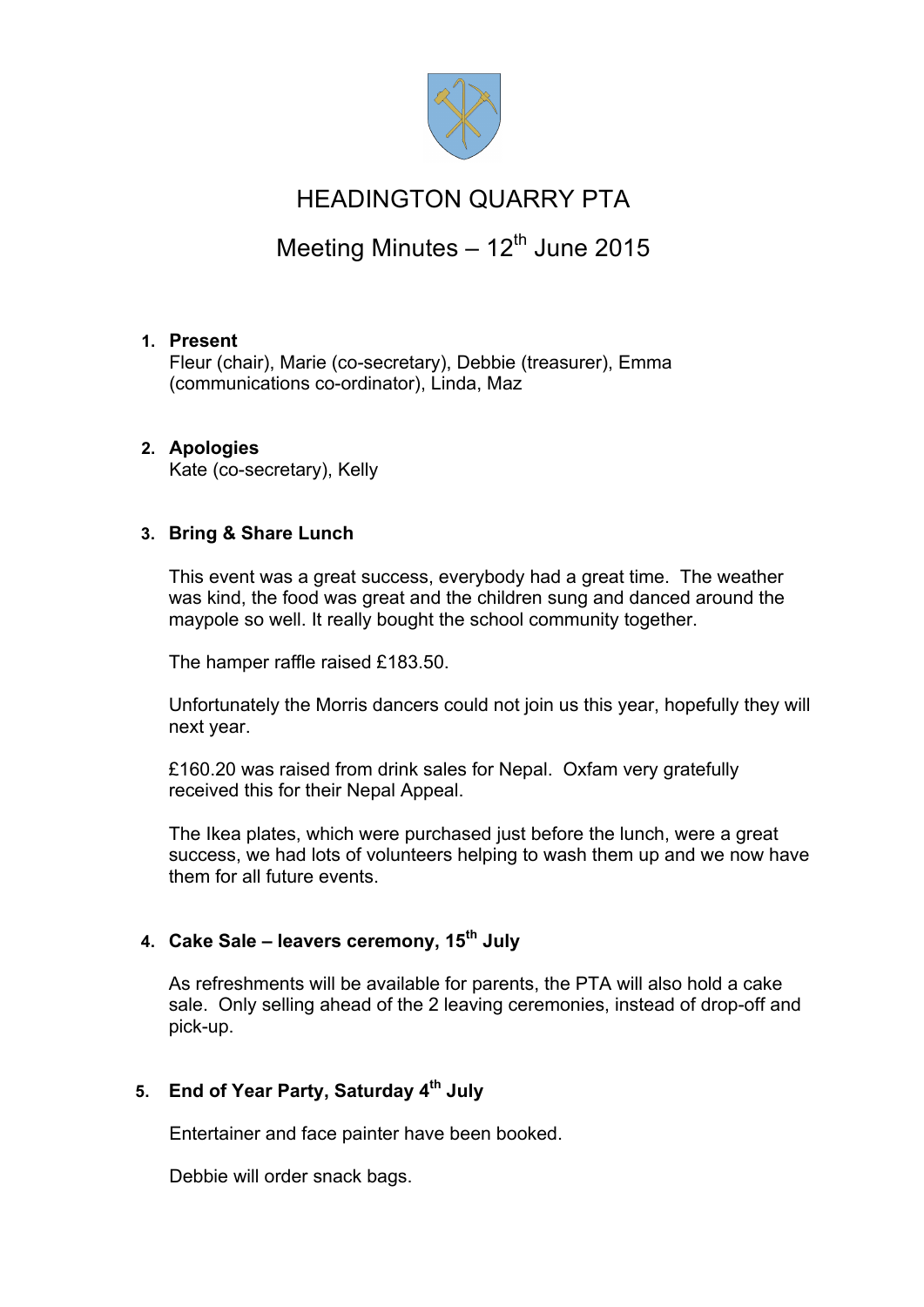# HEADINGTON QUARRY PTA

## Meeting Minutes – 12th June 2015

1. **Present**
   Fleur (chair), Marie (co-secretary), Debbie (treasurer), Emma (communications co-ordinator), Linda, Maz

2. **Apologies**
   Kate (co-secretary), Kelly

3. **Bring & Share Lunch**

   This event was a great success, everybody had a great time. The weather was kind, the food was great and the children sung and danced around the maypole so well. It really bought the school community together.

   The hamper raffle raised £183.50.

   Unfortunately the Morris dancers could not join us this year, hopefully they will next year.

   £160.20 was raised from drink sales for Nepal. Oxfam very gratefully received this for their Nepal Appeal.

   The Ikea plates, which were purchased just before the lunch, were a great success, we had lots of volunteers helping to wash them up and we now have them for all future events.

4. **Cake Sale – leavers ceremony, 15th July**

   As refreshments will be available for parents, the PTA will also hold a cake sale. Only selling ahead of the 2 leaving ceremonies, instead of drop-off and pick-up.

5. **End of Year Party, Saturday 4th July**

   Entertainer and face painter have been booked.

   Debbie will order snack bags.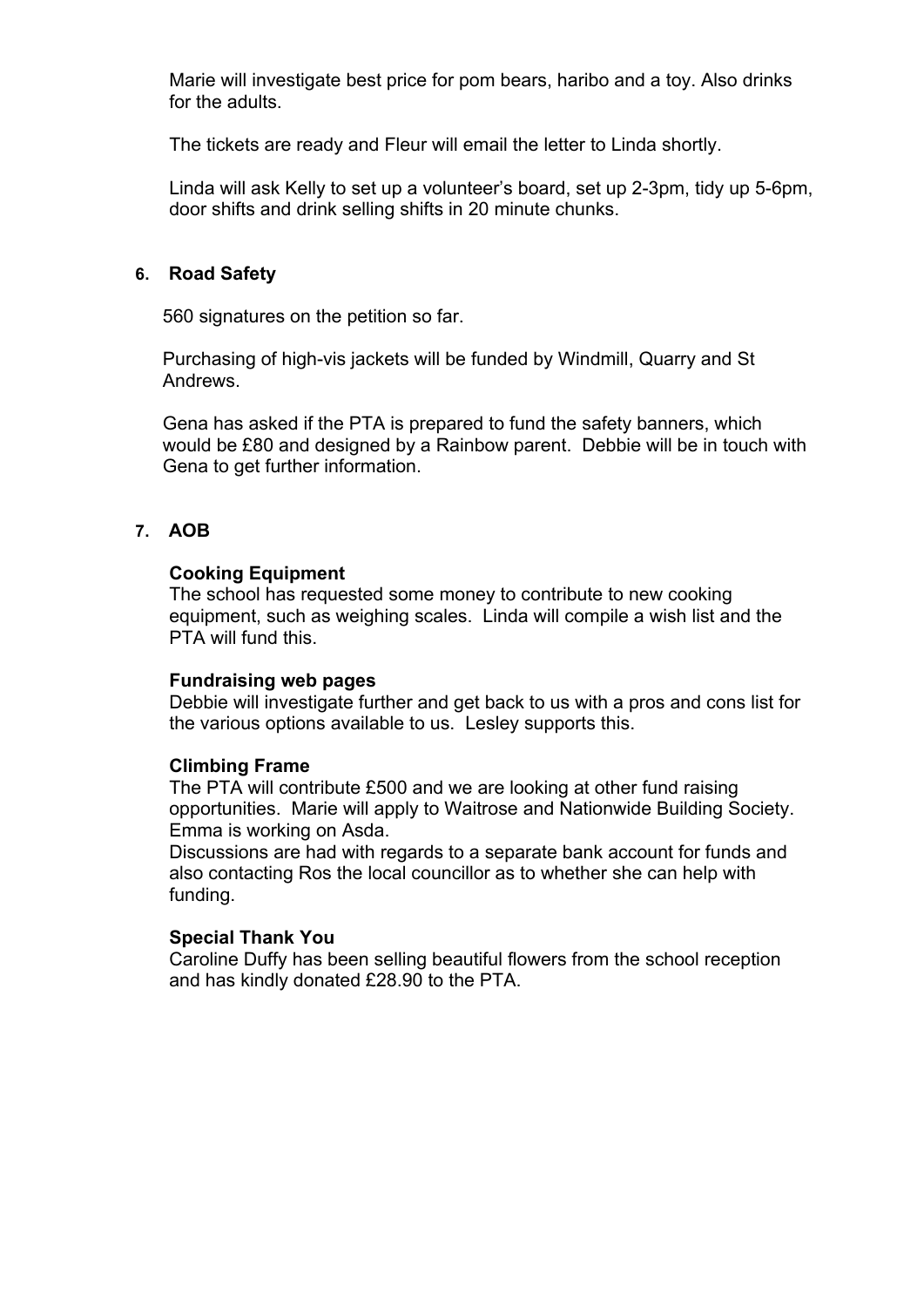Marie will investigate best price for pom bears, haribo and a toy. Also drinks for the adults.

The tickets are ready and Fleur will email the letter to Linda shortly.

Linda will ask Kelly to set up a volunteer's board, set up 2-3pm, tidy up 5-6pm, door shifts and drink selling shifts in 20 minute chunks.

## 6. Road Safety

560 signatures on the petition so far.

Purchasing of high-vis jackets will be funded by Windmill, Quarry and St Andrews.

Gena has asked if the PTA is prepared to fund the safety banners, which would be £80 and designed by a Rainbow parent. Debbie will be in touch with Gena to get further information.

## 7. AOB

**Cooking Equipment**
The school has requested some money to contribute to new cooking equipment, such as weighing scales. Linda will compile a wish list and the PTA will fund this.

**Fundraising web pages**
Debbie will investigate further and get back to us with a pros and cons list for the various options available to us. Lesley supports this.

**Climbing Frame**
The PTA will contribute £500 and we are looking at other fund raising opportunities. Marie will apply to Waitrose and Nationwide Building Society. Emma is working on Asda.
Discussions are had with regards to a separate bank account for funds and also contacting Ros the local councillor as to whether she can help with funding.

**Special Thank You**
Caroline Duffy has been selling beautiful flowers from the school reception and has kindly donated £28.90 to the PTA.